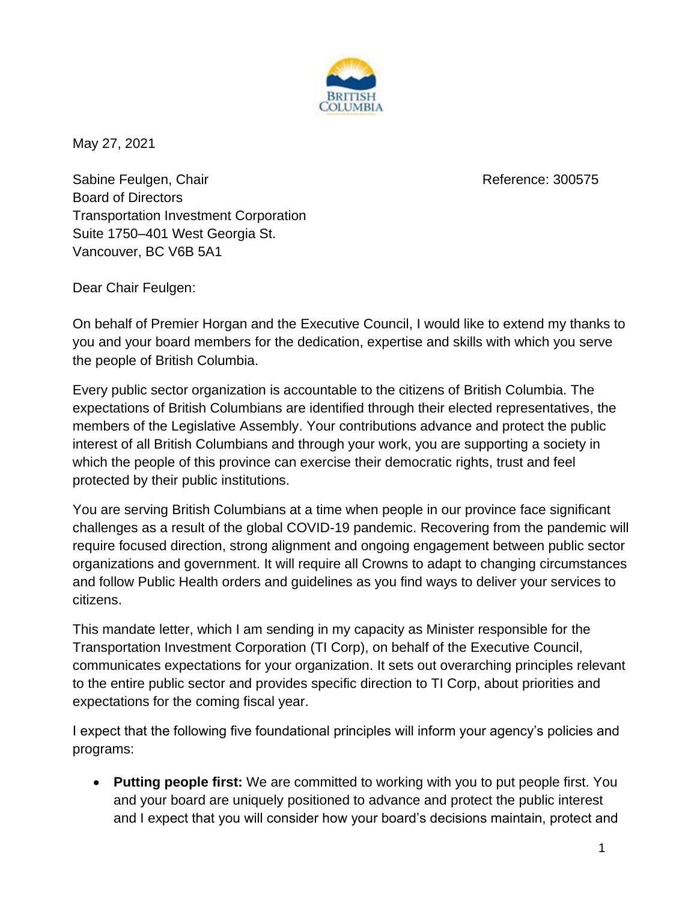May 27, 2021

Sabine Feulgen, Chair
Board of Directors
Transportation Investment Corporation
Suite 1750–401 West Georgia St.
Vancouver, BC V6B 5A1

Reference: 300575

Dear Chair Feulgen:

On behalf of Premier Horgan and the Executive Council, I would like to extend my thanks to you and your board members for the dedication, expertise and skills with which you serve the people of British Columbia.

Every public sector organization is accountable to the citizens of British Columbia. The expectations of British Columbians are identified through their elected representatives, the members of the Legislative Assembly. Your contributions advance and protect the public interest of all British Columbians and through your work, you are supporting a society in which the people of this province can exercise their democratic rights, trust and feel protected by their public institutions.

You are serving British Columbians at a time when people in our province face significant challenges as a result of the global COVID-19 pandemic. Recovering from the pandemic will require focused direction, strong alignment and ongoing engagement between public sector organizations and government. It will require all Crowns to adapt to changing circumstances and follow Public Health orders and guidelines as you find ways to deliver your services to citizens.

This mandate letter, which I am sending in my capacity as Minister responsible for the Transportation Investment Corporation (TI Corp), on behalf of the Executive Council, communicates expectations for your organization. It sets out overarching principles relevant to the entire public sector and provides specific direction to TI Corp, about priorities and expectations for the coming fiscal year.

I expect that the following five foundational principles will inform your agency's policies and programs:

- **Putting people first:** We are committed to working with you to put people first. You and your board are uniquely positioned to advance and protect the public interest and I expect that you will consider how your board's decisions maintain, protect and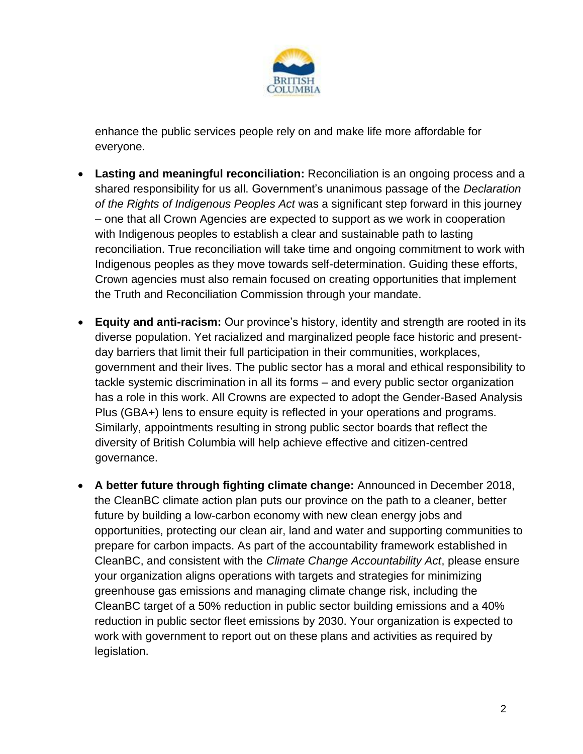enhance the public services people rely on and make life more affordable for everyone.

- **Lasting and meaningful reconciliation:** Reconciliation is an ongoing process and a shared responsibility for us all. Government's unanimous passage of the *Declaration of the Rights of Indigenous Peoples Act* was a significant step forward in this journey – one that all Crown Agencies are expected to support as we work in cooperation with Indigenous peoples to establish a clear and sustainable path to lasting reconciliation. True reconciliation will take time and ongoing commitment to work with Indigenous peoples as they move towards self-determination. Guiding these efforts, Crown agencies must also remain focused on creating opportunities that implement the Truth and Reconciliation Commission through your mandate.

- **Equity and anti-racism:** Our province's history, identity and strength are rooted in its diverse population. Yet racialized and marginalized people face historic and present-day barriers that limit their full participation in their communities, workplaces, government and their lives. The public sector has a moral and ethical responsibility to tackle systemic discrimination in all its forms – and every public sector organization has a role in this work. All Crowns are expected to adopt the Gender-Based Analysis Plus (GBA+) lens to ensure equity is reflected in your operations and programs. Similarly, appointments resulting in strong public sector boards that reflect the diversity of British Columbia will help achieve effective and citizen-centred governance.

- **A better future through fighting climate change:** Announced in December 2018, the CleanBC climate action plan puts our province on the path to a cleaner, better future by building a low-carbon economy with new clean energy jobs and opportunities, protecting our clean air, land and water and supporting communities to prepare for carbon impacts. As part of the accountability framework established in CleanBC, and consistent with the *Climate Change Accountability Act*, please ensure your organization aligns operations with targets and strategies for minimizing greenhouse gas emissions and managing climate change risk, including the CleanBC target of a 50% reduction in public sector building emissions and a 40% reduction in public sector fleet emissions by 2030. Your organization is expected to work with government to report out on these plans and activities as required by legislation.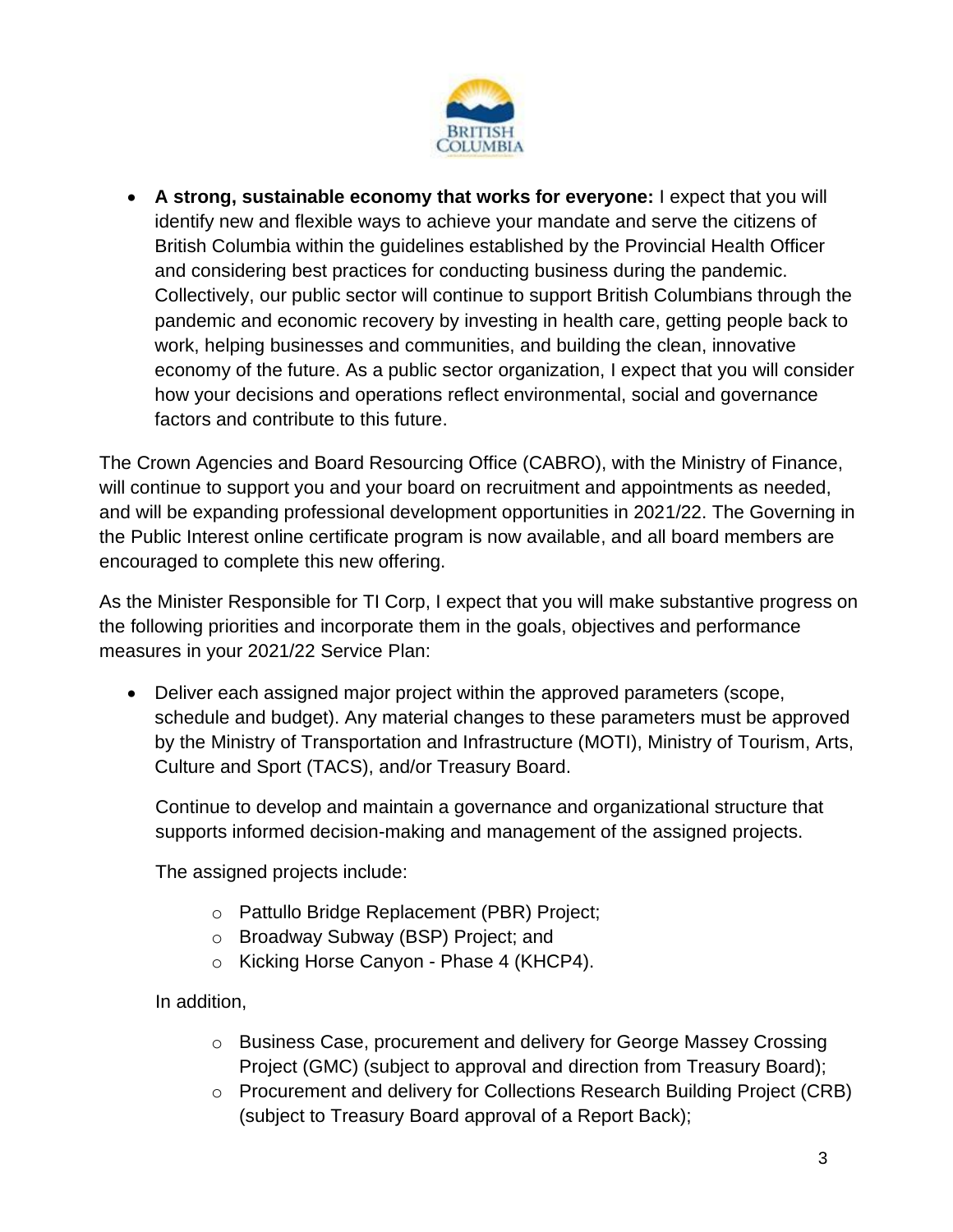- **A strong, sustainable economy that works for everyone:** I expect that you will identify new and flexible ways to achieve your mandate and serve the citizens of British Columbia within the guidelines established by the Provincial Health Officer and considering best practices for conducting business during the pandemic. Collectively, our public sector will continue to support British Columbians through the pandemic and economic recovery by investing in health care, getting people back to work, helping businesses and communities, and building the clean, innovative economy of the future. As a public sector organization, I expect that you will consider how your decisions and operations reflect environmental, social and governance factors and contribute to this future.

The Crown Agencies and Board Resourcing Office (CABRO), with the Ministry of Finance, will continue to support you and your board on recruitment and appointments as needed, and will be expanding professional development opportunities in 2021/22. The Governing in the Public Interest online certificate program is now available, and all board members are encouraged to complete this new offering.

As the Minister Responsible for TI Corp, I expect that you will make substantive progress on the following priorities and incorporate them in the goals, objectives and performance measures in your 2021/22 Service Plan:

- Deliver each assigned major project within the approved parameters (scope, schedule and budget). Any material changes to these parameters must be approved by the Ministry of Transportation and Infrastructure (MOTI), Ministry of Tourism, Arts, Culture and Sport (TACS), and/or Treasury Board.

  Continue to develop and maintain a governance and organizational structure that supports informed decision-making and management of the assigned projects.

  The assigned projects include:

  - Pattullo Bridge Replacement (PBR) Project;
  - Broadway Subway (BSP) Project; and
  - Kicking Horse Canyon - Phase 4 (KHCP4).

  In addition,

  - Business Case, procurement and delivery for George Massey Crossing Project (GMC) (subject to approval and direction from Treasury Board);
  - Procurement and delivery for Collections Research Building Project (CRB) (subject to Treasury Board approval of a Report Back);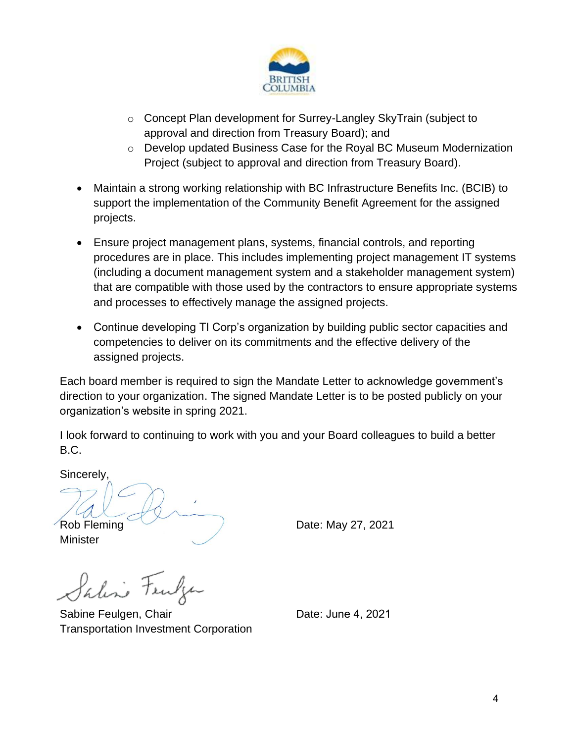- Concept Plan development for Surrey-Langley SkyTrain (subject to approval and direction from Treasury Board); and
    - Develop updated Business Case for the Royal BC Museum Modernization Project (subject to approval and direction from Treasury Board).

- Maintain a strong working relationship with BC Infrastructure Benefits Inc. (BCIB) to support the implementation of the Community Benefit Agreement for the assigned projects.

- Ensure project management plans, systems, financial controls, and reporting procedures are in place. This includes implementing project management IT systems (including a document management system and a stakeholder management system) that are compatible with those used by the contractors to ensure appropriate systems and processes to effectively manage the assigned projects.

- Continue developing TI Corp's organization by building public sector capacities and competencies to deliver on its commitments and the effective delivery of the assigned projects.

Each board member is required to sign the Mandate Letter to acknowledge government's direction to your organization. The signed Mandate Letter is to be posted publicly on your organization's website in spring 2021.

I look forward to continuing to work with you and your Board colleagues to build a better B.C.

Sincerely,

Rob Fleming
Minister

Date: May 27, 2021

Sabine Feulgen, Chair
Transportation Investment Corporation

Date: June 4, 2021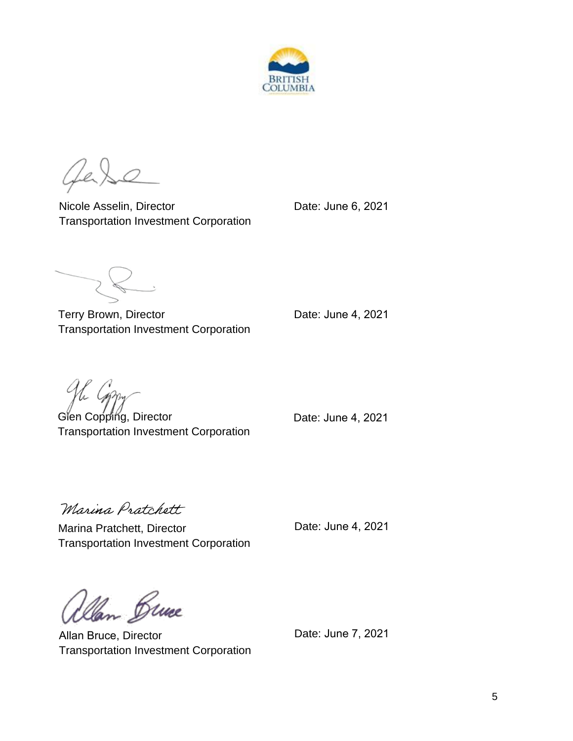Nicole Asselin, Director
Transportation Investment Corporation

Date: June 6, 2021

Terry Brown, Director
Transportation Investment Corporation

Date: June 4, 2021

Glen Copping, Director
Transportation Investment Corporation

Date: June 4, 2021

Marina Pratchett, Director
Transportation Investment Corporation

Date: June 4, 2021

Allan Bruce, Director
Transportation Investment Corporation

Date: June 7, 2021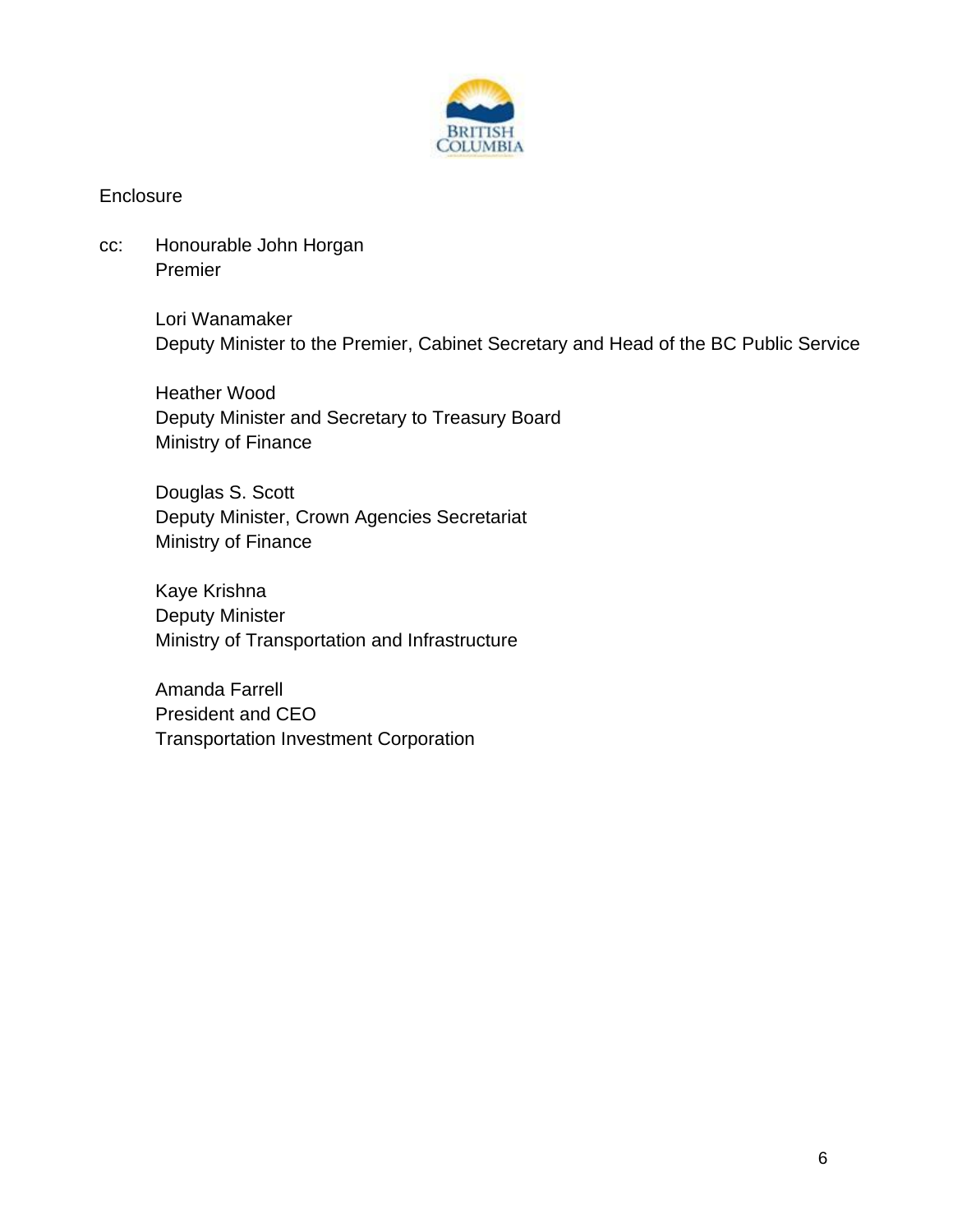Enclosure

cc: Honourable John Horgan
Premier

Lori Wanamaker
Deputy Minister to the Premier, Cabinet Secretary and Head of the BC Public Service

Heather Wood
Deputy Minister and Secretary to Treasury Board
Ministry of Finance

Douglas S. Scott
Deputy Minister, Crown Agencies Secretariat
Ministry of Finance

Kaye Krishna
Deputy Minister
Ministry of Transportation and Infrastructure

Amanda Farrell
President and CEO
Transportation Investment Corporation